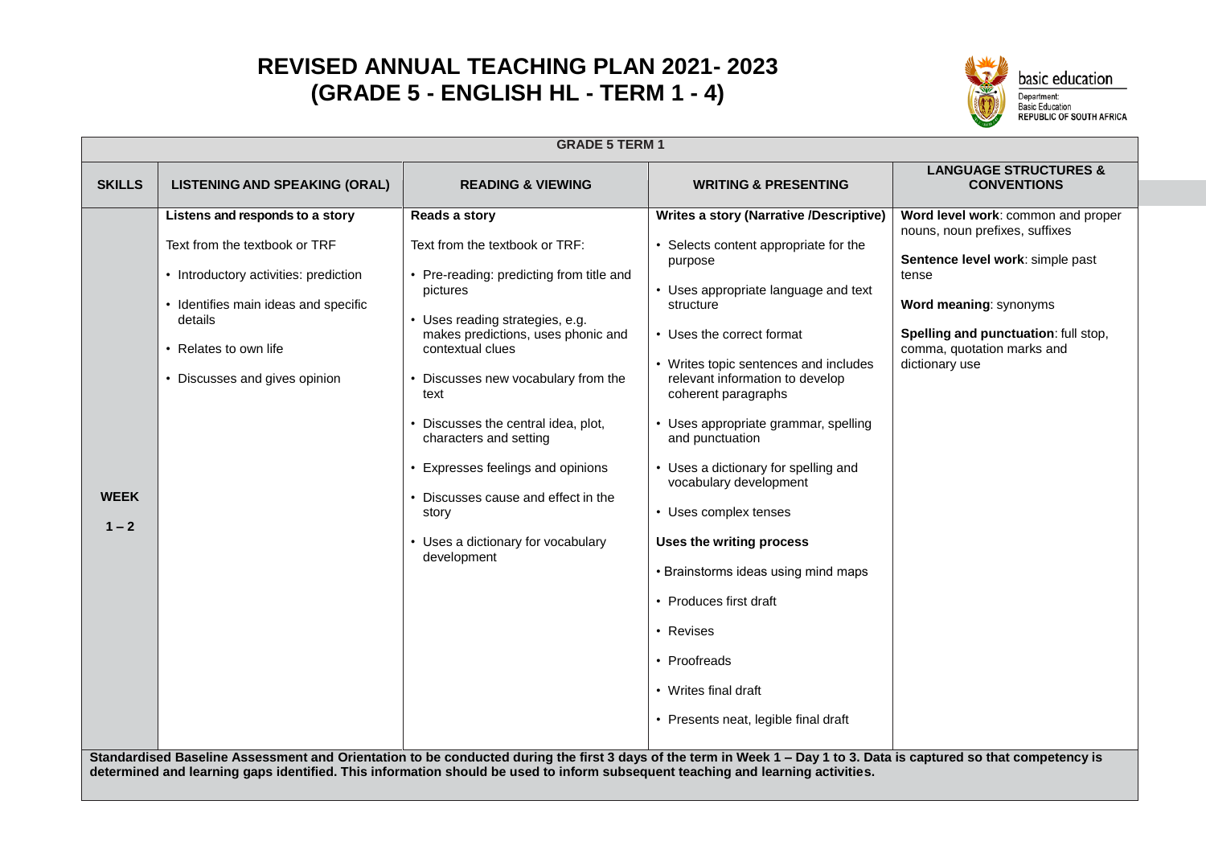# REVISED ANNUAL TEACHING PLAN 2021- 2023
# (GRADE 5 - ENGLISH HL - TERM 1 - 4)

basic education

Department:
Basic Education
REPUBLIC OF SOUTH AFRICA

| GRADE 5 TERM 1 | | | | |
|---|---|---|---|---|
| **SKILLS** | **LISTENING AND SPEAKING (ORAL)** | **READING & VIEWING** | **WRITING & PRESENTING** | **LANGUAGE STRUCTURES & CONVENTIONS** |
| **WEEK 1 – 2** | **Listens and responds to a story**<br><br>Text from the textbook or TRF<br><br>• Introductory activities: prediction<br><br>• Identifies main ideas and specific details<br><br>• Relates to own life<br><br>• Discusses and gives opinion | **Reads a story**<br><br>Text from the textbook or TRF:<br><br>• Pre-reading: predicting from title and pictures<br><br>• Uses reading strategies, e.g. makes predictions, uses phonic and contextual clues<br><br>• Discusses new vocabulary from the text<br><br>• Discusses the central idea, plot, characters and setting<br><br>• Expresses feelings and opinions<br><br>• Discusses cause and effect in the story<br><br>• Uses a dictionary for vocabulary development | **Writes a story (Narrative /Descriptive)**<br><br>• Selects content appropriate for the purpose<br><br>• Uses appropriate language and text structure<br><br>• Uses the correct format<br><br>• Writes topic sentences and includes relevant information to develop coherent paragraphs<br><br>• Uses appropriate grammar, spelling and punctuation<br><br>• Uses a dictionary for spelling and vocabulary development<br><br>• Uses complex tenses<br><br>**Uses the writing process**<br><br>• Brainstorms ideas using mind maps<br><br>• Produces first draft<br><br>• Revises<br><br>• Proofreads<br><br>• Writes final draft<br><br>• Presents neat, legible final draft | **Word level work**: common and proper nouns, noun prefixes, suffixes<br><br>**Sentence level work**: simple past tense<br><br>**Word meaning**: synonyms<br><br>**Spelling and punctuation**: full stop, comma, quotation marks and dictionary use |
| **Standardised Baseline Assessment and Orientation to be conducted during the first 3 days of the term in Week 1 – Day 1 to 3. Data is captured so that competency is determined and learning gaps identified. This information should be used to inform subsequent teaching and learning activities.** | | | | |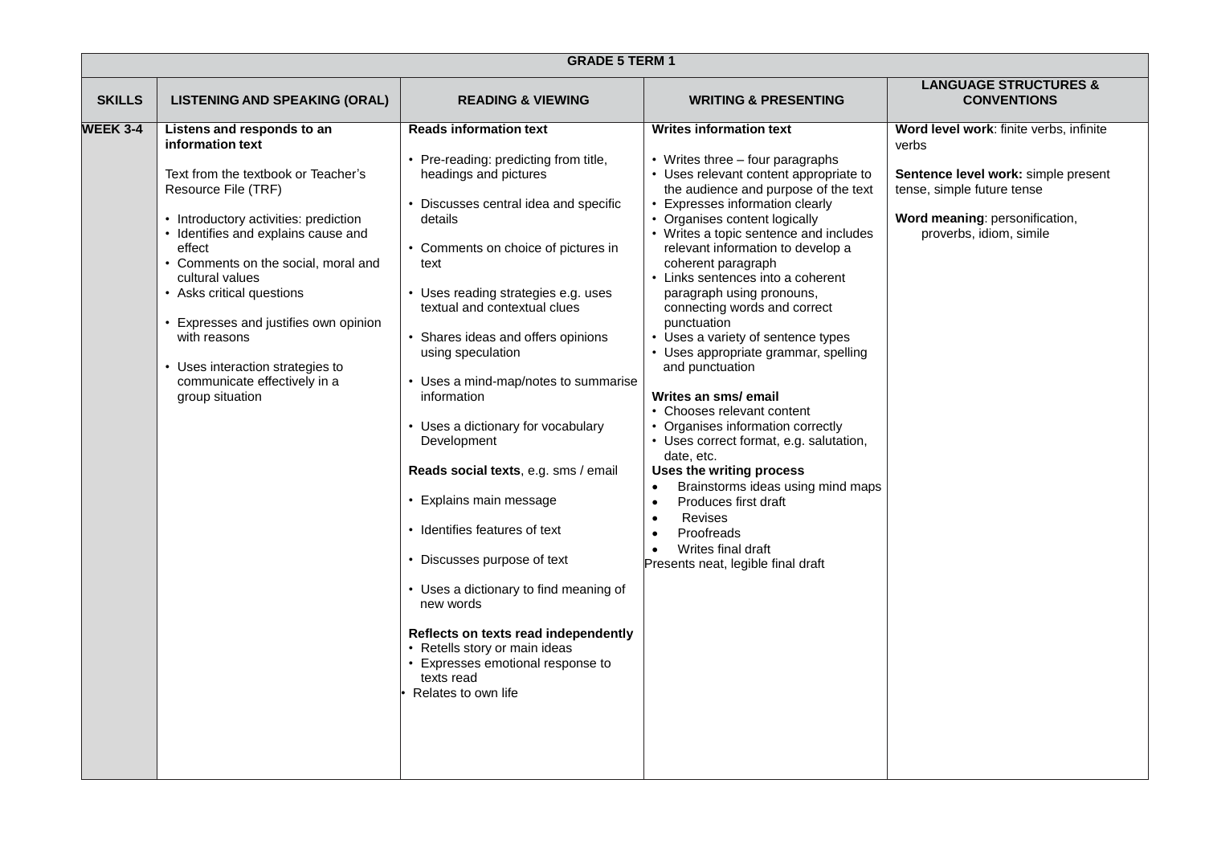| GRADE 5 TERM 1 | | | | |
|---|---|---|---|---|
| **SKILLS** | **LISTENING AND SPEAKING (ORAL)** | **READING & VIEWING** | **WRITING & PRESENTING** | **LANGUAGE STRUCTURES & CONVENTIONS** |
| **WEEK 3-4** | **Listens and responds to an information text**<br><br>Text from the textbook or Teacher's Resource File (TRF)<br><br>• Introductory activities: prediction<br>• Identifies and explains cause and effect<br>• Comments on the social, moral and cultural values<br>• Asks critical questions<br><br>• Expresses and justifies own opinion with reasons<br><br>• Uses interaction strategies to communicate effectively in a group situation | **Reads information text**<br><br>• Pre-reading: predicting from title, headings and pictures<br><br>• Discusses central idea and specific details<br><br>• Comments on choice of pictures in text<br><br>• Uses reading strategies e.g. uses textual and contextual clues<br><br>• Shares ideas and offers opinions using speculation<br><br>• Uses a mind-map/notes to summarise information<br><br>• Uses a dictionary for vocabulary Development<br><br>**Reads social texts**, e.g. sms / email<br><br>• Explains main message<br><br>• Identifies features of text<br><br>• Discusses purpose of text<br><br>• Uses a dictionary to find meaning of new words<br><br>**Reflects on texts read independently**<br>• Retells story or main ideas<br>• Expresses emotional response to texts read<br>• Relates to own life | **Writes information text**<br><br>• Writes three – four paragraphs<br>• Uses relevant content appropriate to the audience and purpose of the text<br>• Expresses information clearly<br>• Organises content logically<br>• Writes a topic sentence and includes relevant information to develop a coherent paragraph<br>• Links sentences into a coherent paragraph using pronouns, connecting words and correct punctuation<br>• Uses a variety of sentence types<br>• Uses appropriate grammar, spelling and punctuation<br><br>**Writes an sms/ email**<br>• Chooses relevant content<br>• Organises information correctly<br>• Uses correct format, e.g. salutation, date, etc.<br>**Uses the writing process**<br>• Brainstorms ideas using mind maps<br>• Produces first draft<br>• Revises<br>• Proofreads<br>• Writes final draft<br>Presents neat, legible final draft | **Word level work**: finite verbs, infinite verbs<br><br>**Sentence level work:** simple present tense, simple future tense<br><br>**Word meaning**: personification, proverbs, idiom, simile |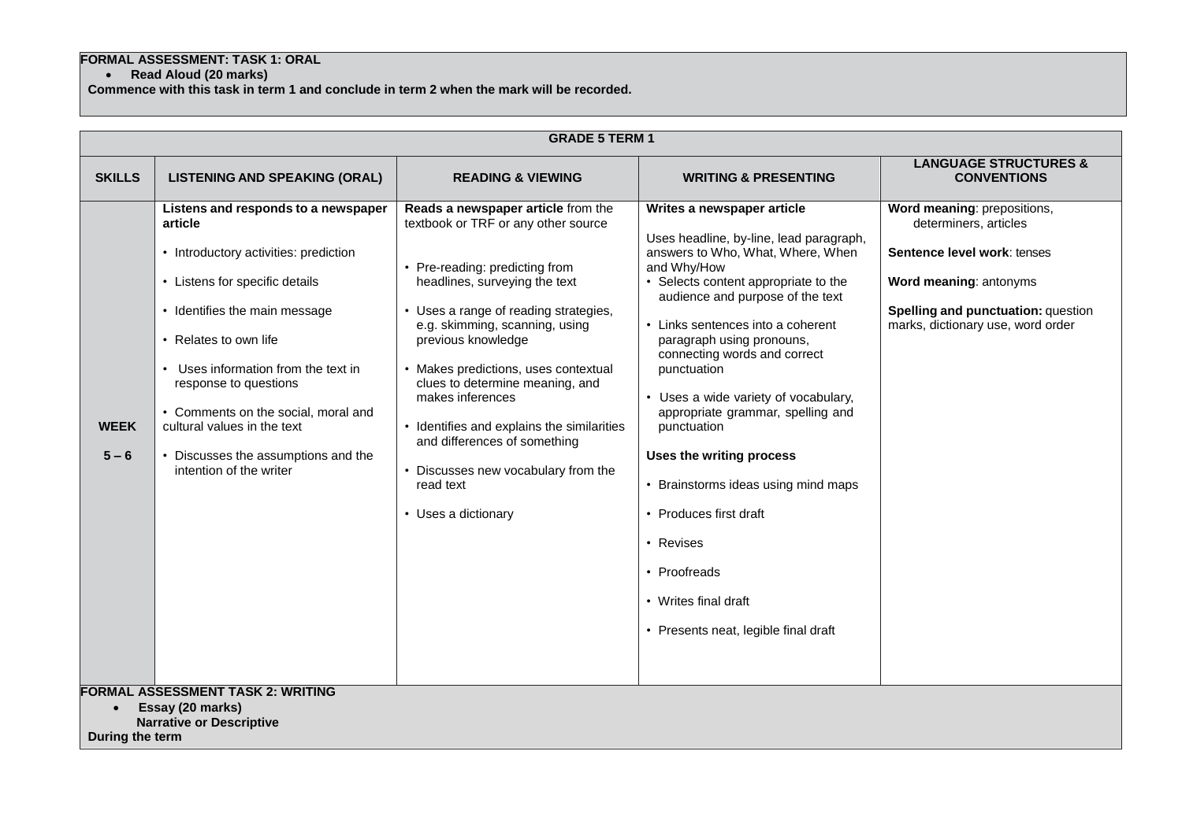**FORMAL ASSESSMENT: TASK 1: ORAL**

- **Read Aloud (20 marks)**

**Commence with this task in term 1 and conclude in term 2 when the mark will be recorded.**

| GRADE 5 TERM 1 | | | | |
|---|---|---|---|---|
| **SKILLS** | **LISTENING AND SPEAKING (ORAL)** | **READING & VIEWING** | **WRITING & PRESENTING** | **LANGUAGE STRUCTURES & CONVENTIONS** |
| **WEEK 5 – 6** | **Listens and responds to a newspaper article**<br>• Introductory activities: prediction<br>• Listens for specific details<br>• Identifies the main message<br>• Relates to own life<br>• Uses information from the text in response to questions<br>• Comments on the social, moral and cultural values in the text<br>• Discusses the assumptions and the intention of the writer | **Reads a newspaper article** from the textbook or TRF or any other source<br>• Pre-reading: predicting from headlines, surveying the text<br>• Uses a range of reading strategies, e.g. skimming, scanning, using previous knowledge<br>• Makes predictions, uses contextual clues to determine meaning, and makes inferences<br>• Identifies and explains the similarities and differences of something<br>• Discusses new vocabulary from the read text<br>• Uses a dictionary | **Writes a newspaper article**<br>Uses headline, by-line, lead paragraph, answers to Who, What, Where, When and Why/How<br>• Selects content appropriate to the audience and purpose of the text<br>• Links sentences into a coherent paragraph using pronouns, connecting words and correct punctuation<br>• Uses a wide variety of vocabulary, appropriate grammar, spelling and punctuation<br>**Uses the writing process**<br>• Brainstorms ideas using mind maps<br>• Produces first draft<br>• Revises<br>• Proofreads<br>• Writes final draft<br>• Presents neat, legible final draft | **Word meaning**: prepositions, determiners, articles<br>**Sentence level work**: tenses<br>**Word meaning**: antonyms<br>**Spelling and punctuation:** question marks, dictionary use, word order |

**FORMAL ASSESSMENT TASK 2: WRITING**

- **Essay (20 marks)**
  **Narrative or Descriptive**

**During the term**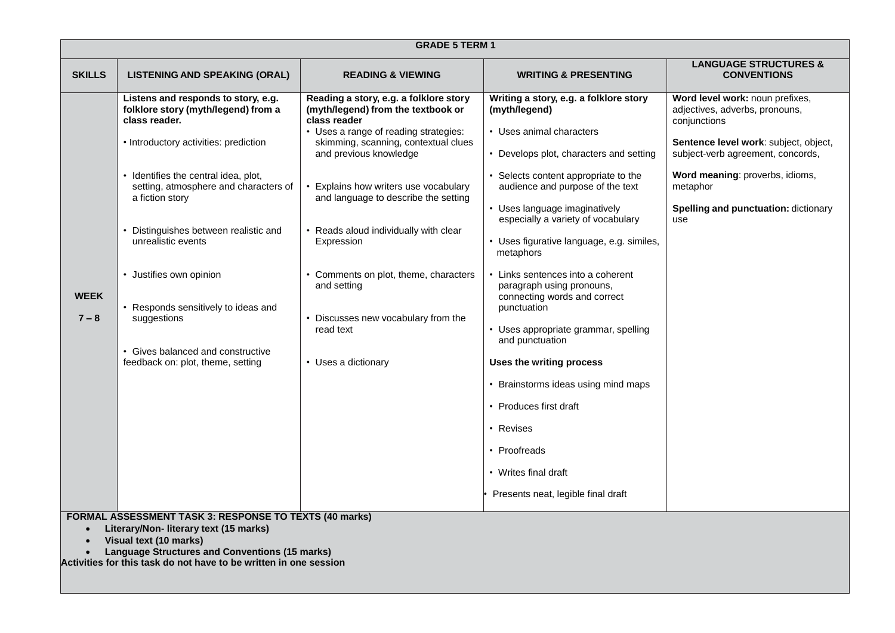| GRADE 5 TERM 1 | | | | |
|---|---|---|---|---|
| **SKILLS** | **LISTENING AND SPEAKING (ORAL)** | **READING & VIEWING** | **WRITING & PRESENTING** | **LANGUAGE STRUCTURES & CONVENTIONS** |
| **WEEK 7 – 8** | **Listens and responds to story, e.g. folklore story (myth/legend) from a class reader.**<br><br>• Introductory activities: prediction<br><br>• Identifies the central idea, plot, setting, atmosphere and characters of a fiction story<br><br>• Distinguishes between realistic and unrealistic events<br><br>• Justifies own opinion<br><br>• Responds sensitively to ideas and suggestions<br><br>• Gives balanced and constructive feedback on: plot, theme, setting | **Reading a story, e.g. a folklore story (myth/legend) from the textbook or class reader**<br>• Uses a range of reading strategies: skimming, scanning, contextual clues and previous knowledge<br><br>• Explains how writers use vocabulary and language to describe the setting<br><br>• Reads aloud individually with clear Expression<br><br>• Comments on plot, theme, characters and setting<br><br>• Discusses new vocabulary from the read text<br><br>• Uses a dictionary | **Writing a story, e.g. a folklore story (myth/legend)**<br><br>• Uses animal characters<br><br>• Develops plot, characters and setting<br><br>• Selects content appropriate to the audience and purpose of the text<br><br>• Uses language imaginatively especially a variety of vocabulary<br><br>• Uses figurative language, e.g. similes, metaphors<br><br>• Links sentences into a coherent paragraph using pronouns, connecting words and correct punctuation<br><br>• Uses appropriate grammar, spelling and punctuation<br><br>**Uses the writing process**<br><br>• Brainstorms ideas using mind maps<br><br>• Produces first draft<br><br>• Revises<br><br>• Proofreads<br><br>• Writes final draft<br><br>• Presents neat, legible final draft | **Word level work:** noun prefixes, adjectives, adverbs, pronouns, conjunctions<br><br>**Sentence level work**: subject, object, subject-verb agreement, concords,<br><br>**Word meaning**: proverbs, idioms, metaphor<br><br>**Spelling and punctuation:** dictionary use |

**FORMAL ASSESSMENT TASK 3: RESPONSE TO TEXTS (40 marks)**

- **Literary/Non- literary text (15 marks)**
- **Visual text (10 marks)**
- **Language Structures and Conventions (15 marks)**

**Activities for this task do not have to be written in one session**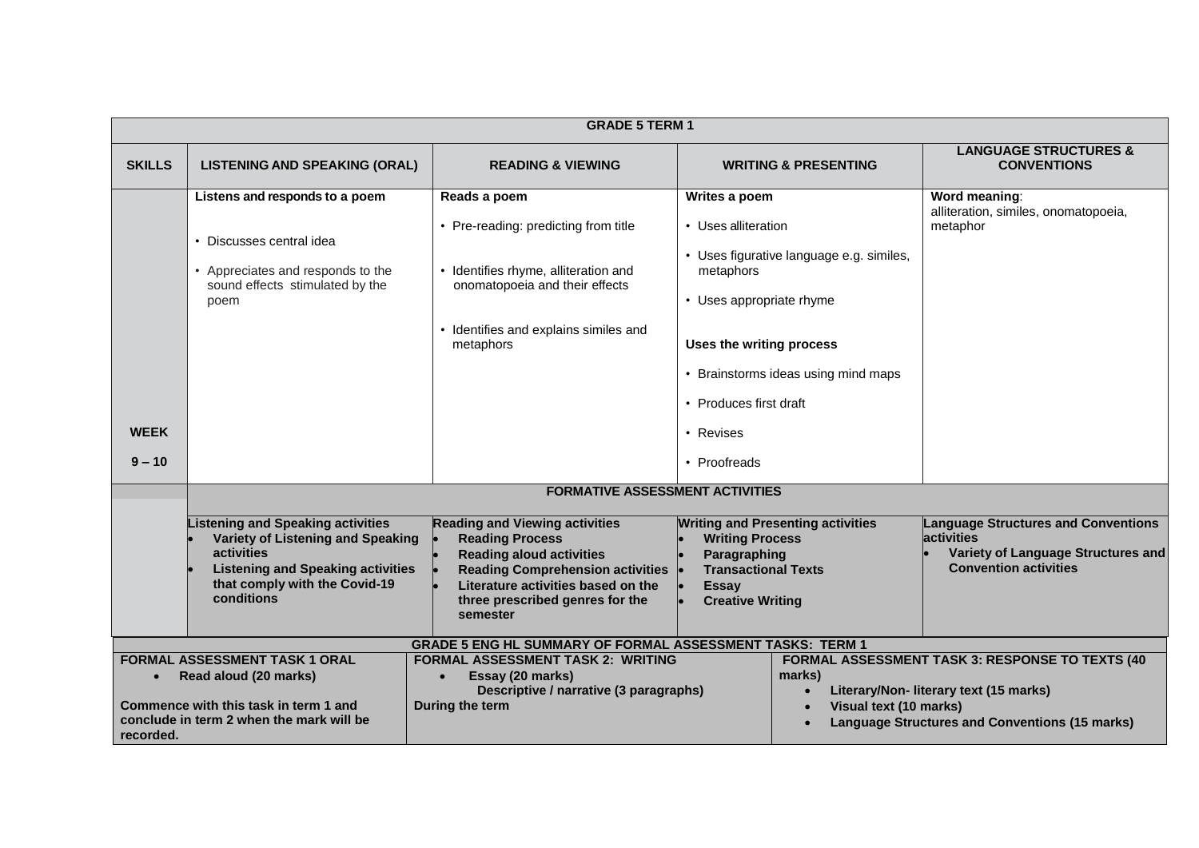| GRADE 5 TERM 1 | | | | |
|---|---|---|---|---|
| **SKILLS** | **LISTENING AND SPEAKING (ORAL)** | **READING & VIEWING** | **WRITING & PRESENTING** | **LANGUAGE STRUCTURES & CONVENTIONS** |
| **WEEK 9 – 10** | **Listens and responds to a poem**<br>• Discusses central idea<br>• Appreciates and responds to the sound effects stimulated by the poem | **Reads a poem**<br>• Pre-reading: predicting from title<br>• Identifies rhyme, alliteration and onomatopoeia and their effects<br>• Identifies and explains similes and metaphors | **Writes a poem**<br>• Uses alliteration<br>• Uses figurative language e.g. similes, metaphors<br>• Uses appropriate rhyme<br>**Uses the writing process**<br>• Brainstorms ideas using mind maps<br>• Produces first draft<br>• Revises<br>• Proofreads | **Word meaning**: alliteration, similes, onomatopoeia, metaphor |
| | **FORMATIVE ASSESSMENT ACTIVITIES** | | | |
| | **Listening and Speaking activities**<br>• **Variety of Listening and Speaking activities**<br>• **Listening and Speaking activities that comply with the Covid-19 conditions** | **Reading and Viewing activities**<br>• **Reading Process**<br>• **Reading aloud activities**<br>• **Reading Comprehension activities**<br>• **Literature activities based on the three prescribed genres for the semester** | **Writing and Presenting activities**<br>• **Writing Process**<br>• **Paragraphing**<br>• **Transactional Texts**<br>• **Essay**<br>• **Creative Writing** | **Language Structures and Conventions activities**<br>• **Variety of Language Structures and Convention activities** |

| GRADE 5 ENG HL SUMMARY OF FORMAL ASSESSMENT TASKS: TERM 1 | | |
|---|---|---|
| **FORMAL ASSESSMENT TASK 1 ORAL**<br>• **Read aloud (20 marks)**<br>**Commence with this task in term 1 and conclude in term 2 when the mark will be recorded.** | **FORMAL ASSESSMENT TASK 2: WRITING**<br>• **Essay (20 marks)**<br>**Descriptive / narrative (3 paragraphs)**<br>**During the term** | **FORMAL ASSESSMENT TASK 3: RESPONSE TO TEXTS (40 marks)**<br>• **Literary/Non- literary text (15 marks)**<br>• **Visual text (10 marks)**<br>• **Language Structures and Conventions (15 marks)** |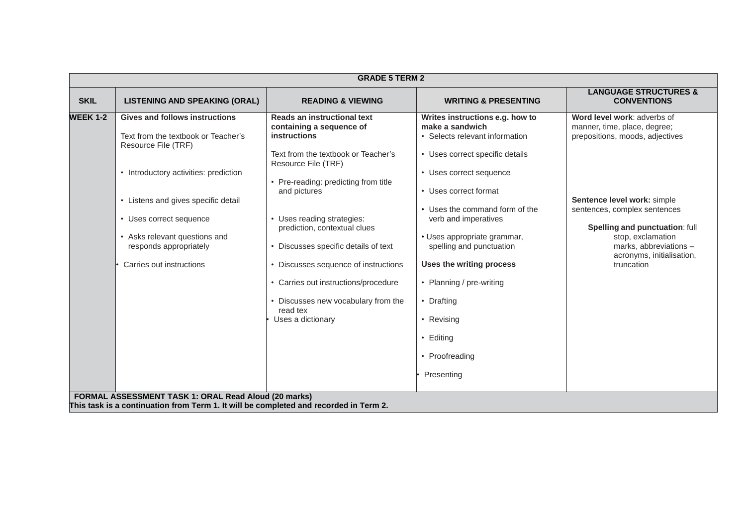| GRADE 5 TERM 2 | | | | |
|---|---|---|---|---|
| **SKIL** | **LISTENING AND SPEAKING (ORAL)** | **READING & VIEWING** | **WRITING & PRESENTING** | **LANGUAGE STRUCTURES & CONVENTIONS** |
| **WEEK 1-2** | **Gives and follows instructions**<br><br>Text from the textbook or Teacher's Resource File (TRF)<br><br>• Introductory activities: prediction<br><br>• Listens and gives specific detail<br><br>• Uses correct sequence<br><br>• Asks relevant questions and responds appropriately<br><br>• Carries out instructions | **Reads an instructional text containing a sequence of instructions**<br><br>Text from the textbook or Teacher's Resource File (TRF)<br><br>• Pre-reading: predicting from title and pictures<br><br>• Uses reading strategies: prediction, contextual clues<br><br>• Discusses specific details of text<br><br>• Discusses sequence of instructions<br><br>• Carries out instructions/procedure<br><br>• Discusses new vocabulary from the read tex<br>• Uses a dictionary | **Writes instructions e.g. how to make a sandwich**<br>• Selects relevant information<br><br>• Uses correct specific details<br><br>• Uses correct sequence<br><br>• Uses correct format<br><br>• Uses the command form of the verb and imperatives<br><br>• Uses appropriate grammar, spelling and punctuation<br><br>**Uses the writing process**<br><br>• Planning / pre-writing<br><br>• Drafting<br><br>• Revising<br><br>• Editing<br><br>• Proofreading<br><br>• Presenting | **Word level work**: adverbs of manner, time, place, degree; prepositions, moods, adjectives<br><br>**Sentence level work:** simple sentences, complex sentences<br><br>**Spelling and punctuation**: full stop, exclamation marks, abbreviations – acronyms, initialisation, truncation |
| **FORMAL ASSESSMENT TASK 1: ORAL Read Aloud (20 marks)**<br>**This task is a continuation from Term 1. It will be completed and recorded in Term 2.** | | | | |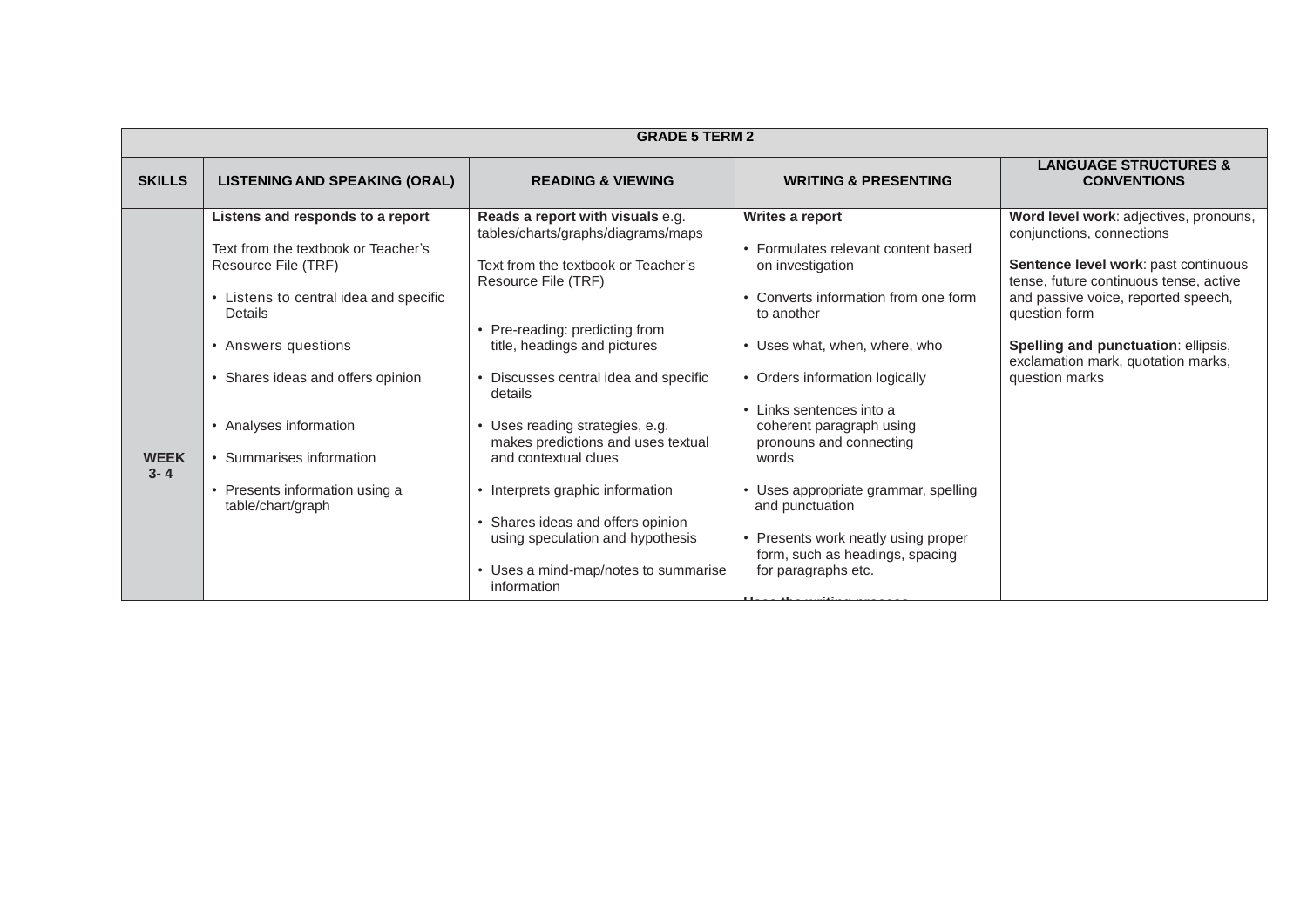| GRADE 5 TERM 2 | | | | |
|---|---|---|---|---|
| **SKILLS** | **LISTENING AND SPEAKING (ORAL)** | **READING & VIEWING** | **WRITING & PRESENTING** | **LANGUAGE STRUCTURES & CONVENTIONS** |
| **WEEK 3- 4** | **Listens and responds to a report**<br><br>Text from the textbook or Teacher's Resource File (TRF)<br><br>• Listens to central idea and specific Details<br><br>• Answers questions<br><br>• Shares ideas and offers opinion<br><br>• Analyses information<br><br>• Summarises information<br><br>• Presents information using a table/chart/graph | **Reads a report with visuals** e.g. tables/charts/graphs/diagrams/maps<br><br>Text from the textbook or Teacher's Resource File (TRF)<br><br>• Pre-reading: predicting from title, headings and pictures<br><br>• Discusses central idea and specific details<br><br>• Uses reading strategies, e.g. makes predictions and uses textual and contextual clues<br><br>• Interprets graphic information<br><br>• Shares ideas and offers opinion using speculation and hypothesis<br><br>• Uses a mind-map/notes to summarise information | **Writes a report**<br><br>• Formulates relevant content based on investigation<br><br>• Converts information from one form to another<br><br>• Uses what, when, where, who<br><br>• Orders information logically<br><br>• Links sentences into a coherent paragraph using pronouns and connecting words<br><br>• Uses appropriate grammar, spelling and punctuation<br><br>• Presents work neatly using proper form, such as headings, spacing for paragraphs etc. | **Word level work**: adjectives, pronouns, conjunctions, connections<br><br>**Sentence level work**: past continuous tense, future continuous tense, active and passive voice, reported speech, question form<br><br>**Spelling and punctuation**: ellipsis, exclamation mark, quotation marks, question marks |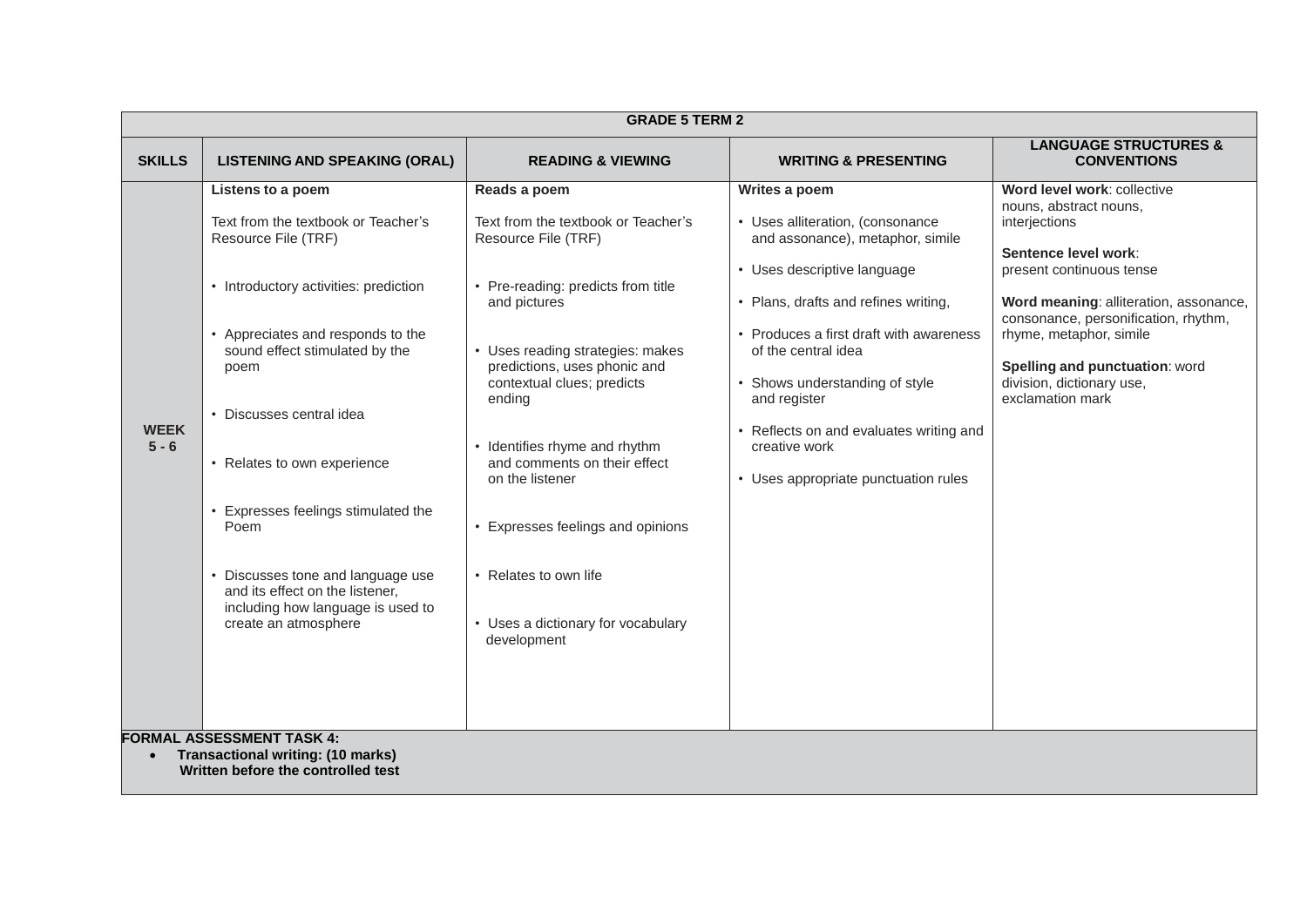| GRADE 5 TERM 2 | | | | |
|---|---|---|---|---|
| **SKILLS** | **LISTENING AND SPEAKING (ORAL)** | **READING & VIEWING** | **WRITING & PRESENTING** | **LANGUAGE STRUCTURES & CONVENTIONS** |
| **WEEK 5 - 6** | **Listens to a poem**<br><br>Text from the textbook or Teacher's Resource File (TRF)<br><br>• Introductory activities: prediction<br><br>• Appreciates and responds to the sound effect stimulated by the poem<br><br>• Discusses central idea<br><br>• Relates to own experience<br><br>• Expresses feelings stimulated the Poem<br><br>• Discusses tone and language use and its effect on the listener, including how language is used to create an atmosphere | **Reads a poem**<br><br>Text from the textbook or Teacher's Resource File (TRF)<br><br>• Pre-reading: predicts from title and pictures<br><br>• Uses reading strategies: makes predictions, uses phonic and contextual clues; predicts ending<br><br>• Identifies rhyme and rhythm and comments on their effect on the listener<br><br>• Expresses feelings and opinions<br><br>• Relates to own life<br><br>• Uses a dictionary for vocabulary development | **Writes a poem**<br><br>• Uses alliteration, (consonance and assonance), metaphor, simile<br><br>• Uses descriptive language<br><br>• Plans, drafts and refines writing,<br><br>• Produces a first draft with awareness of the central idea<br><br>• Shows understanding of style and register<br><br>• Reflects on and evaluates writing and creative work<br><br>• Uses appropriate punctuation rules | **Word level work**: collective nouns, abstract nouns, interjections<br><br>**Sentence level work**: present continuous tense<br><br>**Word meaning**: alliteration, assonance, consonance, personification, rhythm, rhyme, metaphor, simile<br><br>**Spelling and punctuation**: word division, dictionary use, exclamation mark |
| **FORMAL ASSESSMENT TASK 4:**<br>• **Transactional writing: (10 marks)**<br>**Written before the controlled test** | | | | |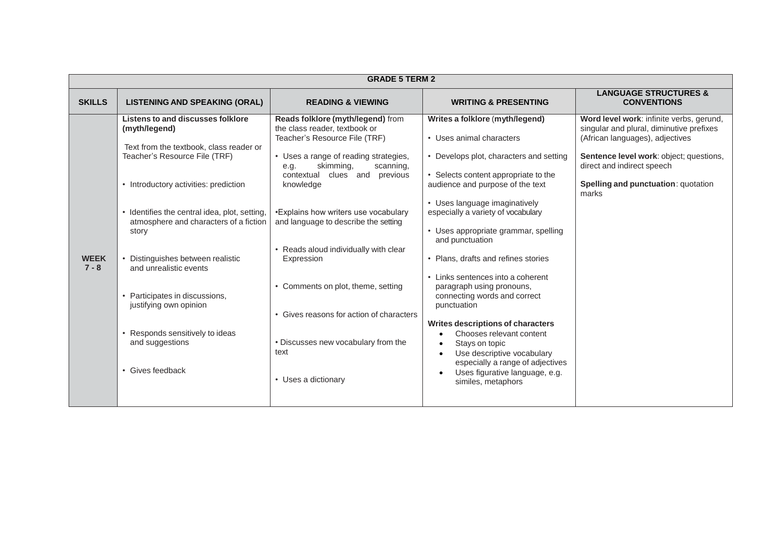| GRADE 5 TERM 2 | | | | |
|---|---|---|---|---|
| **SKILLS** | **LISTENING AND SPEAKING (ORAL)** | **READING & VIEWING** | **WRITING & PRESENTING** | **LANGUAGE STRUCTURES & CONVENTIONS** |
| **WEEK 7 - 8** | **Listens to and discusses folklore (myth/legend)**<br><br>Text from the textbook, class reader or Teacher's Resource File (TRF)<br><br>• Introductory activities: prediction<br><br>• Identifies the central idea, plot, setting, atmosphere and characters of a fiction story<br><br>• Distinguishes between realistic and unrealistic events<br><br>• Participates in discussions, justifying own opinion<br><br>• Responds sensitively to ideas and suggestions<br><br>• Gives feedback | **Reads folklore (myth/legend)** from the class reader, textbook or Teacher's Resource File (TRF)<br><br>• Uses a range of reading strategies, e.g. skimming, scanning, contextual clues and previous knowledge<br><br>•Explains how writers use vocabulary and language to describe the setting<br><br>• Reads aloud individually with clear Expression<br><br>• Comments on plot, theme, setting<br><br>• Gives reasons for action of characters<br><br>• Discusses new vocabulary from the text<br><br>• Uses a dictionary | **Writes a folklore (myth/legend)**<br><br>• Uses animal characters<br><br>• Develops plot, characters and setting<br><br>• Selects content appropriate to the audience and purpose of the text<br><br>• Uses language imaginatively especially a variety of vocabulary<br><br>• Uses appropriate grammar, spelling and punctuation<br><br>• Plans, drafts and refines stories<br><br>• Links sentences into a coherent paragraph using pronouns, connecting words and correct punctuation<br><br>**Writes descriptions of characters**<br>• Chooses relevant content<br>• Stays on topic<br>• Use descriptive vocabulary especially a range of adjectives<br>• Uses figurative language, e.g. similes, metaphors | **Word level work**: infinite verbs, gerund, singular and plural, diminutive prefixes (African languages), adjectives<br><br>**Sentence level work**: object; questions, direct and indirect speech<br><br>**Spelling and punctuation**: quotation marks |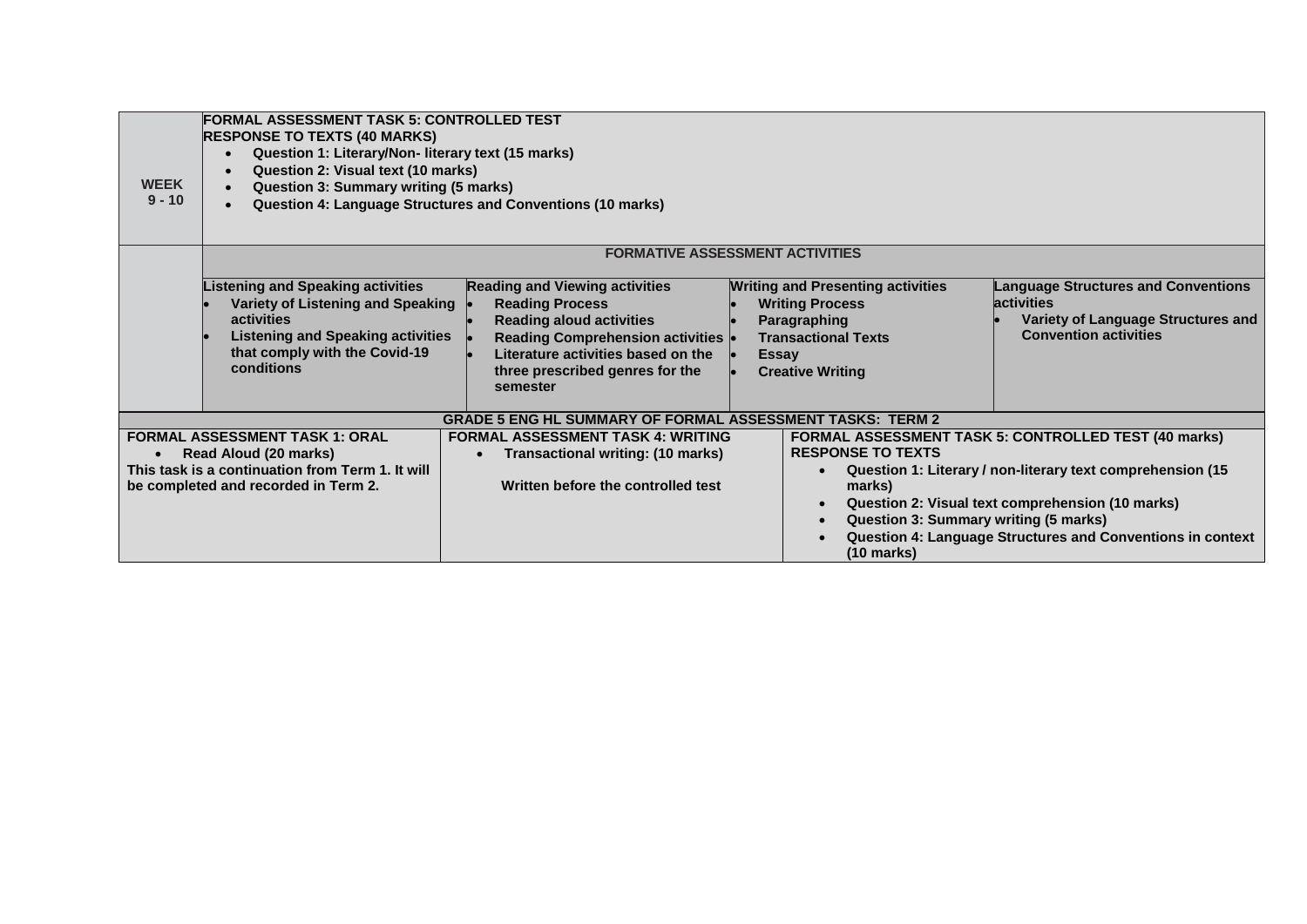| WEEK 9 - 10 | **FORMAL ASSESSMENT TASK 5: CONTROLLED TEST**<br>**RESPONSE TO TEXTS (40 MARKS)**<br>• **Question 1: Literary/Non- literary text (15 marks)**<br>• **Question 2: Visual text (10 marks)**<br>• **Question 3: Summary writing (5 marks)**<br>• **Question 4: Language Structures and Conventions (10 marks)** | | | |
|---|---|---|---|---|
| | **FORMATIVE ASSESSMENT ACTIVITIES** | | | |
| | **Listening and Speaking activities**<br>• **Variety of Listening and Speaking activities**<br>• **Listening and Speaking activities that comply with the Covid-19 conditions** | **Reading and Viewing activities**<br>• **Reading Process**<br>• **Reading aloud activities**<br>• **Reading Comprehension activities**<br>• **Literature activities based on the three prescribed genres for the semester** | **Writing and Presenting activities**<br>• **Writing Process**<br>• **Paragraphing**<br>• **Transactional Texts**<br>• **Essay**<br>• **Creative Writing** | **Language Structures and Conventions activities**<br>• **Variety of Language Structures and Convention activities** |

| **GRADE 5 ENG HL SUMMARY OF FORMAL ASSESSMENT TASKS: TERM 2** | | |
|---|---|---|
| **FORMAL ASSESSMENT TASK 1: ORAL**<br>• **Read Aloud (20 marks)**<br>**This task is a continuation from Term 1. It will be completed and recorded in Term 2.** | **FORMAL ASSESSMENT TASK 4: WRITING**<br>• **Transactional writing: (10 marks)**<br><br>**Written before the controlled test** | **FORMAL ASSESSMENT TASK 5: CONTROLLED TEST (40 marks)**<br>**RESPONSE TO TEXTS**<br>• **Question 1: Literary / non-literary text comprehension (15 marks)**<br>• **Question 2: Visual text comprehension (10 marks)**<br>• **Question 3: Summary writing (5 marks)**<br>• **Question 4: Language Structures and Conventions in context (10 marks)** |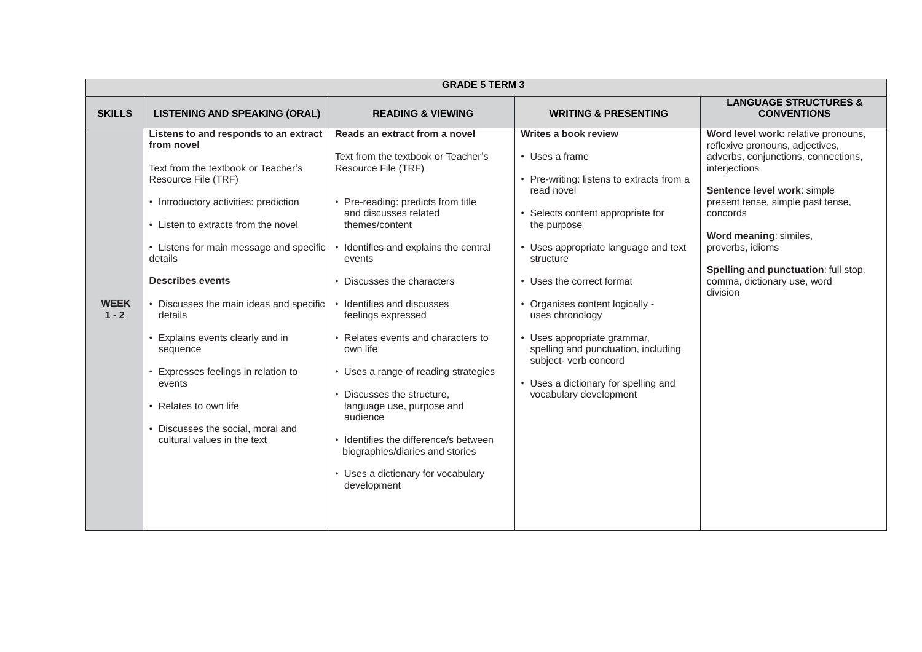| GRADE 5 TERM 3 | | | | |
|---|---|---|---|---|
| **SKILLS** | **LISTENING AND SPEAKING (ORAL)** | **READING & VIEWING** | **WRITING & PRESENTING** | **LANGUAGE STRUCTURES & CONVENTIONS** |
| **WEEK 1 - 2** | **Listens to and responds to an extract from novel**<br><br>Text from the textbook or Teacher's Resource File (TRF)<br><br>• Introductory activities: prediction<br><br>• Listen to extracts from the novel<br><br>• Listens for main message and specific details<br><br>**Describes events**<br><br>• Discusses the main ideas and specific details<br><br>• Explains events clearly and in sequence<br><br>• Expresses feelings in relation to events<br><br>• Relates to own life<br><br>• Discusses the social, moral and cultural values in the text | **Reads an extract from a novel**<br><br>Text from the textbook or Teacher's Resource File (TRF)<br><br>• Pre-reading: predicts from title and discusses related themes/content<br><br>• Identifies and explains the central events<br><br>• Discusses the characters<br><br>• Identifies and discusses feelings expressed<br><br>• Relates events and characters to own life<br><br>• Uses a range of reading strategies<br><br>• Discusses the structure, language use, purpose and audience<br><br>• Identifies the difference/s between biographies/diaries and stories<br><br>• Uses a dictionary for vocabulary development | **Writes a book review**<br><br>• Uses a frame<br><br>• Pre-writing: listens to extracts from a read novel<br><br>• Selects content appropriate for the purpose<br><br>• Uses appropriate language and text structure<br><br>• Uses the correct format<br><br>• Organises content logically - uses chronology<br><br>• Uses appropriate grammar, spelling and punctuation, including subject- verb concord<br><br>• Uses a dictionary for spelling and vocabulary development | **Word level work:** relative pronouns, reflexive pronouns, adjectives, adverbs, conjunctions, connections, interjections<br><br>**Sentence level work**: simple present tense, simple past tense, concords<br><br>**Word meaning**: similes, proverbs, idioms<br><br>**Spelling and punctuation**: full stop, comma, dictionary use, word division |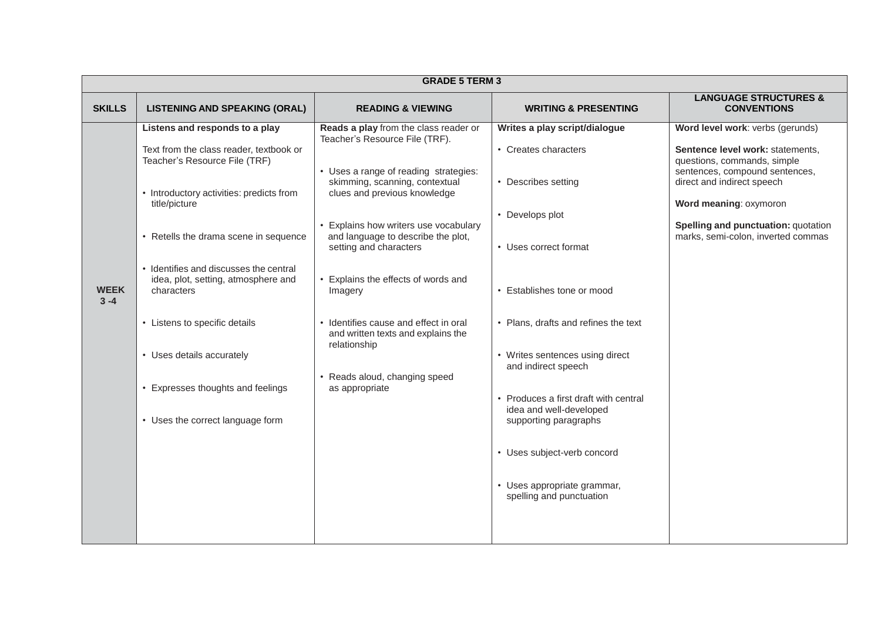| GRADE 5 TERM 3 | | | | |
|---|---|---|---|---|
| **SKILLS** | **LISTENING AND SPEAKING (ORAL)** | **READING & VIEWING** | **WRITING & PRESENTING** | **LANGUAGE STRUCTURES & CONVENTIONS** |
| **WEEK 3 -4** | **Listens and responds to a play**<br><br>Text from the class reader, textbook or Teacher's Resource File (TRF)<br><br>• Introductory activities: predicts from title/picture<br><br>• Retells the drama scene in sequence<br><br>• Identifies and discusses the central idea, plot, setting, atmosphere and characters<br><br>• Listens to specific details<br><br>• Uses details accurately<br><br>• Expresses thoughts and feelings<br><br>• Uses the correct language form | **Reads a play** from the class reader or Teacher's Resource File (TRF).<br><br>• Uses a range of reading strategies: skimming, scanning, contextual clues and previous knowledge<br><br>• Explains how writers use vocabulary and language to describe the plot, setting and characters<br><br>• Explains the effects of words and Imagery<br><br>• Identifies cause and effect in oral and written texts and explains the relationship<br><br>• Reads aloud, changing speed as appropriate | **Writes a play script/dialogue**<br><br>• Creates characters<br><br>• Describes setting<br><br>• Develops plot<br><br>• Uses correct format<br><br>• Establishes tone or mood<br><br>• Plans, drafts and refines the text<br><br>• Writes sentences using direct and indirect speech<br><br>• Produces a first draft with central idea and well-developed supporting paragraphs<br><br>• Uses subject-verb concord<br><br>• Uses appropriate grammar, spelling and punctuation | **Word level work**: verbs (gerunds)<br><br>**Sentence level work:** statements, questions, commands, simple sentences, compound sentences, direct and indirect speech<br><br>**Word meaning**: oxymoron<br><br>**Spelling and punctuation:** quotation marks, semi-colon, inverted commas |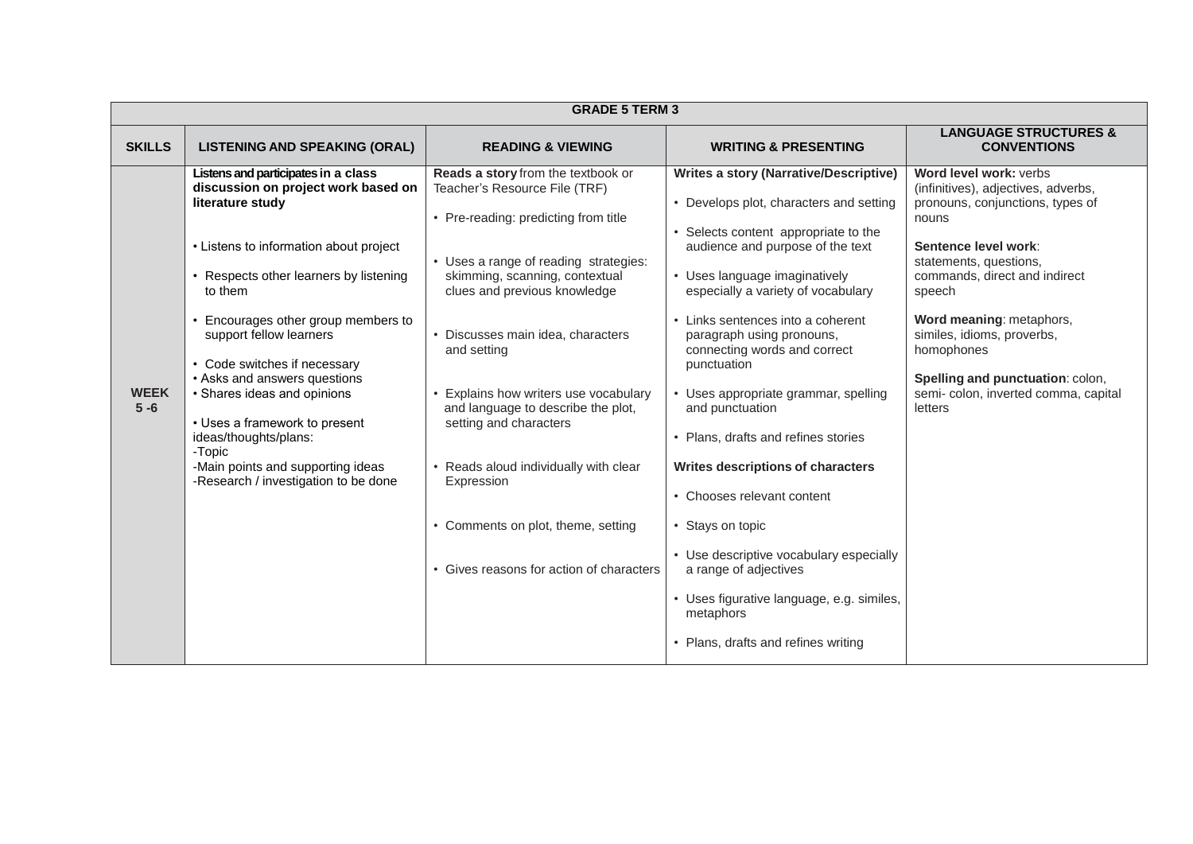| GRADE 5 TERM 3 | | | | |
|---|---|---|---|---|
| **SKILLS** | **LISTENING AND SPEAKING (ORAL)** | **READING & VIEWING** | **WRITING & PRESENTING** | **LANGUAGE STRUCTURES & CONVENTIONS** |
| **WEEK 5 -6** | **Listens and participates in a class discussion on project work based on literature study**<br><br>• Listens to information about project<br>• Respects other learners by listening to them<br>• Encourages other group members to support fellow learners<br>• Code switches if necessary<br>• Asks and answers questions<br>• Shares ideas and opinions<br>• Uses a framework to present ideas/thoughts/plans:<br>-Topic<br>-Main points and supporting ideas<br>-Research / investigation to be done | **Reads a story** from the textbook or Teacher's Resource File (TRF)<br><br>• Pre-reading: predicting from title<br>• Uses a range of reading strategies: skimming, scanning, contextual clues and previous knowledge<br>• Discusses main idea, characters and setting<br>• Explains how writers use vocabulary and language to describe the plot, setting and characters<br>• Reads aloud individually with clear Expression<br>• Comments on plot, theme, setting<br>• Gives reasons for action of characters | **Writes a story (Narrative/Descriptive)**<br><br>• Develops plot, characters and setting<br>• Selects content appropriate to the audience and purpose of the text<br>• Uses language imaginatively especially a variety of vocabulary<br>• Links sentences into a coherent paragraph using pronouns, connecting words and correct punctuation<br>• Uses appropriate grammar, spelling and punctuation<br>• Plans, drafts and refines stories<br><br>**Writes descriptions of characters**<br><br>• Chooses relevant content<br>• Stays on topic<br>• Use descriptive vocabulary especially a range of adjectives<br>• Uses figurative language, e.g. similes, metaphors<br>• Plans, drafts and refines writing | **Word level work:** verbs (infinitives), adjectives, adverbs, pronouns, conjunctions, types of nouns<br><br>**Sentence level work**: statements, questions, commands, direct and indirect speech<br><br>**Word meaning**: metaphors, similes, idioms, proverbs, homophones<br><br>**Spelling and punctuation**: colon, semi- colon, inverted comma, capital letters |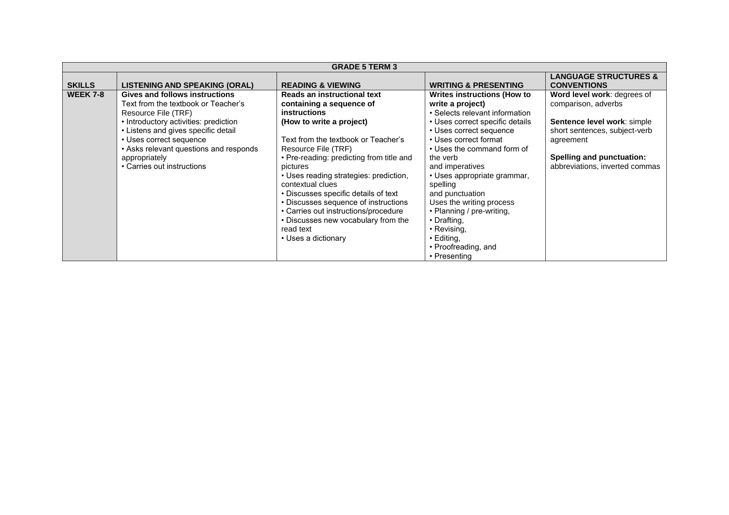| GRADE 5 TERM 3 | | | | |
|---|---|---|---|---|
| **SKILLS** | **LISTENING AND SPEAKING (ORAL)** | **READING & VIEWING** | **WRITING & PRESENTING** | **LANGUAGE STRUCTURES & CONVENTIONS** |
| **WEEK 7-8** | **Gives and follows instructions**<br>Text from the textbook or Teacher's Resource File (TRF)<br>• Introductory activities: prediction<br>• Listens and gives specific detail<br>• Uses correct sequence<br>• Asks relevant questions and responds appropriately<br>• Carries out instructions | **Reads an instructional text containing a sequence of instructions**<br>**(How to write a project)**<br><br>Text from the textbook or Teacher's Resource File (TRF)<br>• Pre-reading: predicting from title and pictures<br>• Uses reading strategies: prediction, contextual clues<br>• Discusses specific details of text<br>• Discusses sequence of instructions<br>• Carries out instructions/procedure<br>• Discusses new vocabulary from the read text<br>• Uses a dictionary | **Writes instructions (How to write a project)**<br>• Selects relevant information<br>• Uses correct specific details<br>• Uses correct sequence<br>• Uses correct format<br>• Uses the command form of the verb and imperatives<br>• Uses appropriate grammar, spelling and punctuation<br>Uses the writing process<br>• Planning / pre-writing,<br>• Drafting,<br>• Revising,<br>• Editing,<br>• Proofreading, and<br>• Presenting | **Word level work**: degrees of comparison, adverbs<br><br>**Sentence level work**: simple short sentences, subject-verb agreement<br><br>**Spelling and punctuation:** abbreviations, inverted commas |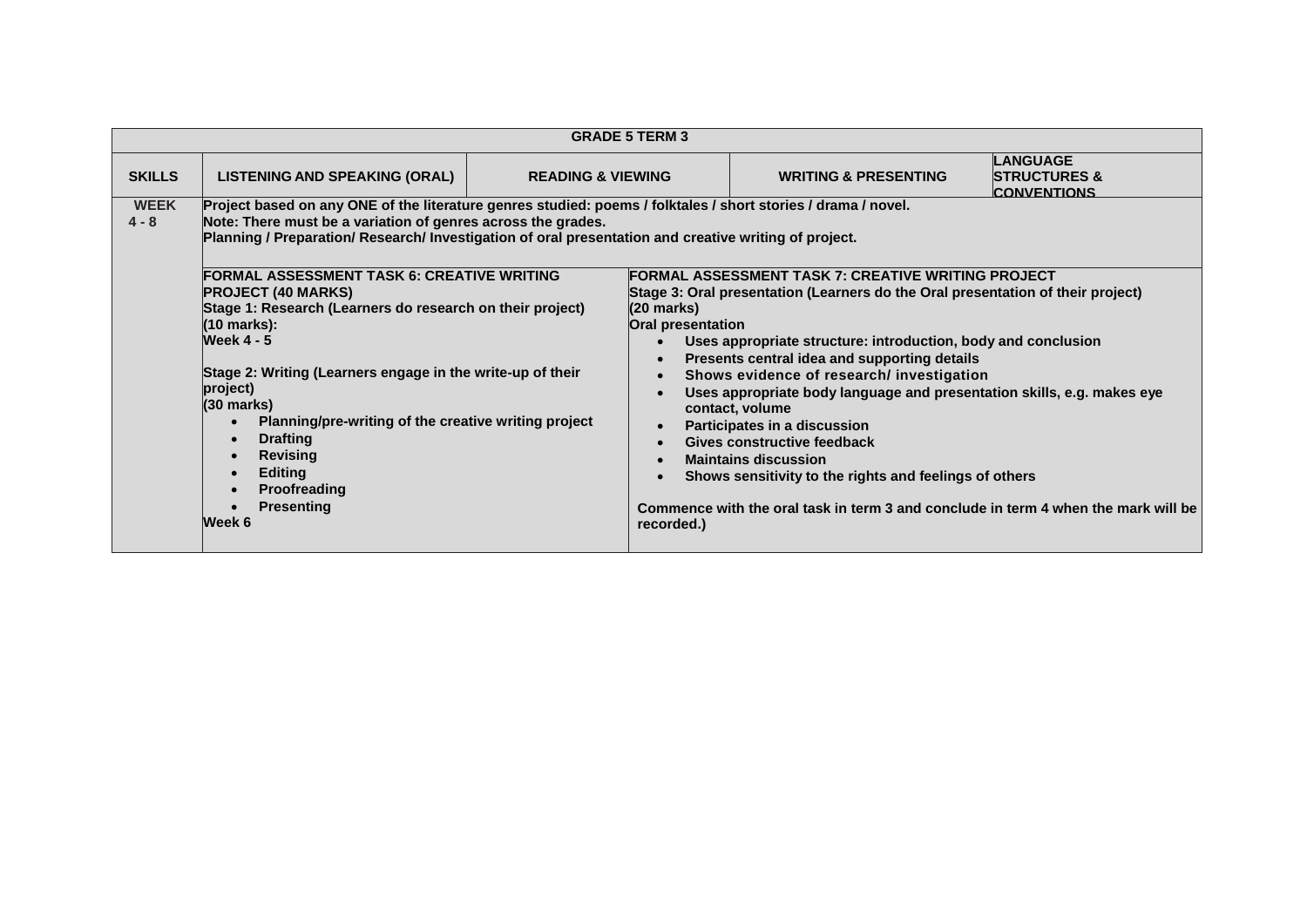| GRADE 5 TERM 3 | | | | |
|---|---|---|---|---|
| **SKILLS** | **LISTENING AND SPEAKING (ORAL)** | **READING & VIEWING** | **WRITING & PRESENTING** | **LANGUAGE STRUCTURES & CONVENTIONS** |
| **WEEK 4 - 8** | **Project based on any ONE of the literature genres studied: poems / folktales / short stories / drama / novel.**<br>**Note: There must be a variation of genres across the grades.**<br>**Planning / Preparation/ Research/ Investigation of oral presentation and creative writing of project.** | | | |
| | **FORMAL ASSESSMENT TASK 6: CREATIVE WRITING PROJECT (40 MARKS)**<br>**Stage 1: Research (Learners do research on their project) (10 marks):**<br>**Week 4 - 5**<br><br>**Stage 2: Writing (Learners engage in the write-up of their project)**<br>**(30 marks)**<br>• **Planning/pre-writing of the creative writing project**<br>• **Drafting**<br>• **Revising**<br>• **Editing**<br>• **Proofreading**<br>• **Presenting**<br>**Week 6** | | **FORMAL ASSESSMENT TASK 7: CREATIVE WRITING PROJECT**<br>**Stage 3: Oral presentation (Learners do the Oral presentation of their project) (20 marks)**<br>**Oral presentation**<br>• **Uses appropriate structure: introduction, body and conclusion**<br>• **Presents central idea and supporting details**<br>• **Shows evidence of research/ investigation**<br>• **Uses appropriate body language and presentation skills, e.g. makes eye contact, volume**<br>• **Participates in a discussion**<br>• **Gives constructive feedback**<br>• **Maintains discussion**<br>• **Shows sensitivity to the rights and feelings of others**<br><br>**Commence with the oral task in term 3 and conclude in term 4 when the mark will be recorded.)** | |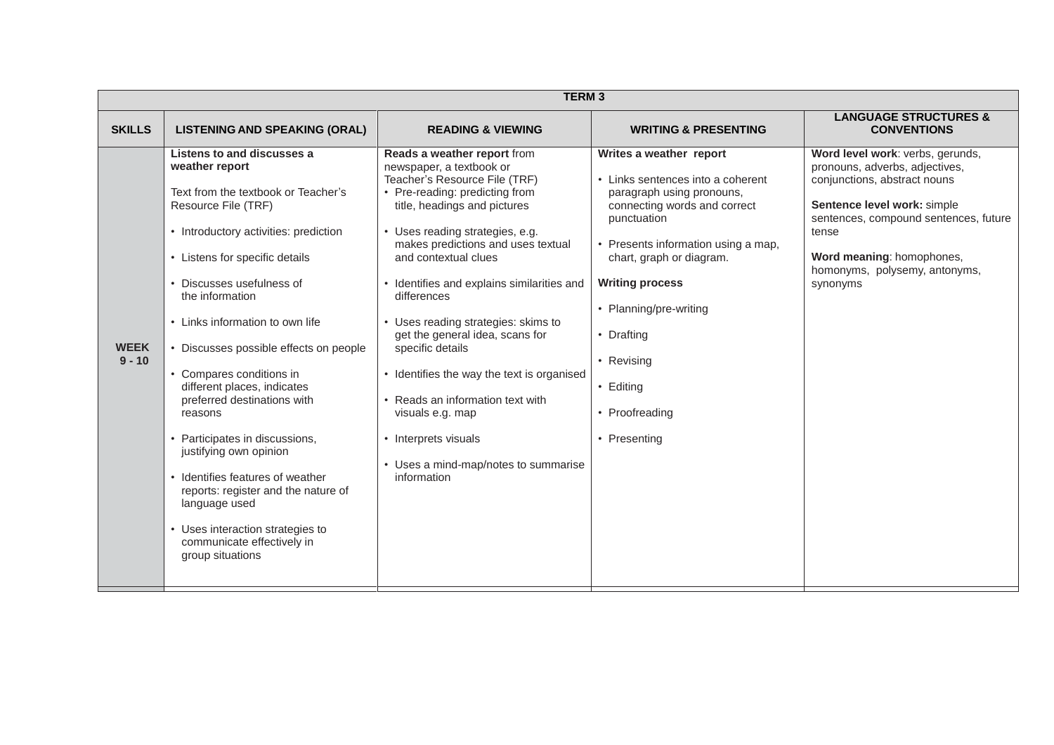| TERM 3 | | | | |
|---|---|---|---|---|
| **SKILLS** | **LISTENING AND SPEAKING (ORAL)** | **READING & VIEWING** | **WRITING & PRESENTING** | **LANGUAGE STRUCTURES & CONVENTIONS** |
| **WEEK 9 - 10** | **Listens to and discusses a weather report**<br><br>Text from the textbook or Teacher's Resource File (TRF)<br><br>• Introductory activities: prediction<br><br>• Listens for specific details<br><br>• Discusses usefulness of the information<br><br>• Links information to own life<br><br>• Discusses possible effects on people<br><br>• Compares conditions in different places, indicates preferred destinations with reasons<br><br>• Participates in discussions, justifying own opinion<br><br>• Identifies features of weather reports: register and the nature of language used<br><br>• Uses interaction strategies to communicate effectively in group situations | **Reads a weather report** from newspaper, a textbook or Teacher's Resource File (TRF)<br>• Pre-reading: predicting from title, headings and pictures<br><br>• Uses reading strategies, e.g. makes predictions and uses textual and contextual clues<br><br>• Identifies and explains similarities and differences<br><br>• Uses reading strategies: skims to get the general idea, scans for specific details<br><br>• Identifies the way the text is organised<br><br>• Reads an information text with visuals e.g. map<br><br>• Interprets visuals<br><br>• Uses a mind-map/notes to summarise information | **Writes a weather report**<br><br>• Links sentences into a coherent paragraph using pronouns, connecting words and correct punctuation<br><br>• Presents information using a map, chart, graph or diagram.<br><br>**Writing process**<br><br>• Planning/pre-writing<br><br>• Drafting<br><br>• Revising<br><br>• Editing<br><br>• Proofreading<br><br>• Presenting | **Word level work**: verbs, gerunds, pronouns, adverbs, adjectives, conjunctions, abstract nouns<br><br>**Sentence level work:** simple sentences, compound sentences, future tense<br><br>**Word meaning**: homophones, homonyms, polysemy, antonyms, synonyms |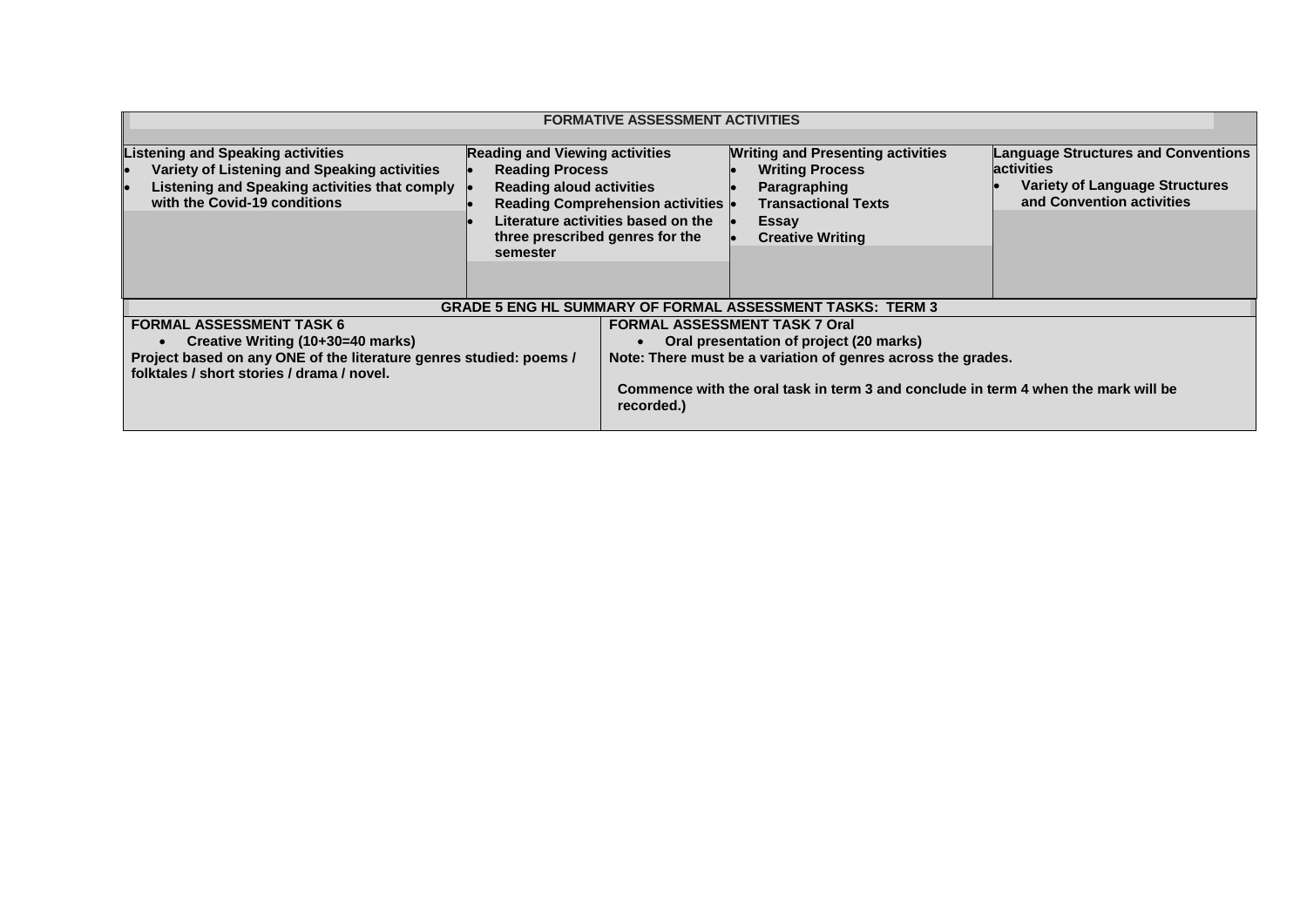| FORMATIVE ASSESSMENT ACTIVITIES | | | |
|---|---|---|---|
| **Listening and Speaking activities**<br>• Variety of Listening and Speaking activities<br>• Listening and Speaking activities that comply with the Covid-19 conditions | **Reading and Viewing activities**<br>• Reading Process<br>• Reading aloud activities<br>• Reading Comprehension activities<br>• Literature activities based on the three prescribed genres for the semester | **Writing and Presenting activities**<br>• Writing Process<br>• Paragraphing<br>• Transactional Texts<br>• Essay<br>• Creative Writing | **Language Structures and Conventions activities**<br>• Variety of Language Structures and Convention activities |

| GRADE 5 ENG HL SUMMARY OF FORMAL ASSESSMENT TASKS: TERM 3 | |
|---|---|
| **FORMAL ASSESSMENT TASK 6**<br>• Creative Writing (10+30=40 marks)<br>**Project based on any ONE of the literature genres studied: poems / folktales / short stories / drama / novel.** | **FORMAL ASSESSMENT TASK 7 Oral**<br>• Oral presentation of project (20 marks)<br>**Note: There must be a variation of genres across the grades.**<br><br>**Commence with the oral task in term 3 and conclude in term 4 when the mark will be recorded.)** |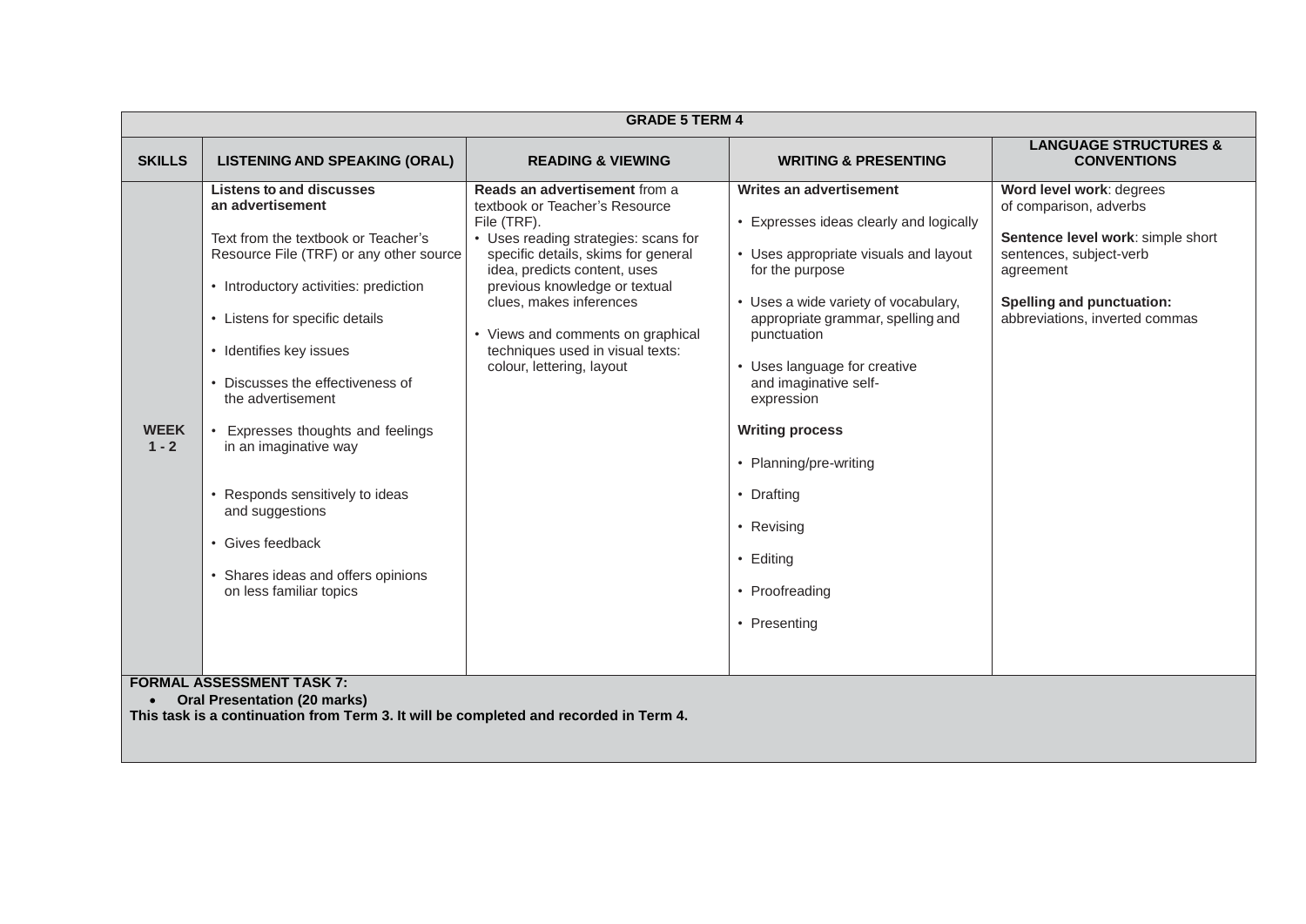| GRADE 5 TERM 4 | | | | |
|---|---|---|---|---|
| **SKILLS** | **LISTENING AND SPEAKING (ORAL)** | **READING & VIEWING** | **WRITING & PRESENTING** | **LANGUAGE STRUCTURES & CONVENTIONS** |
| **WEEK 1 - 2** | **Listens to and discusses an advertisement**<br><br>Text from the textbook or Teacher's Resource File (TRF) or any other source<br><br>• Introductory activities: prediction<br><br>• Listens for specific details<br><br>• Identifies key issues<br><br>• Discusses the effectiveness of the advertisement<br><br>• Expresses thoughts and feelings in an imaginative way<br><br>• Responds sensitively to ideas and suggestions<br><br>• Gives feedback<br><br>• Shares ideas and offers opinions on less familiar topics | **Reads an advertisement** from a textbook or Teacher's Resource File (TRF).<br>• Uses reading strategies: scans for specific details, skims for general idea, predicts content, uses previous knowledge or textual clues, makes inferences<br><br>• Views and comments on graphical techniques used in visual texts: colour, lettering, layout | **Writes an advertisement**<br><br>• Expresses ideas clearly and logically<br><br>• Uses appropriate visuals and layout for the purpose<br><br>• Uses a wide variety of vocabulary, appropriate grammar, spelling and punctuation<br><br>• Uses language for creative and imaginative self-expression<br><br>**Writing process**<br><br>• Planning/pre-writing<br><br>• Drafting<br><br>• Revising<br><br>• Editing<br><br>• Proofreading<br><br>• Presenting | **Word level work**: degrees of comparison, adverbs<br><br>**Sentence level work**: simple short sentences, subject-verb agreement<br><br>**Spelling and punctuation:** abbreviations, inverted commas |
| **FORMAL ASSESSMENT TASK 7:**<br>• **Oral Presentation (20 marks)**<br>**This task is a continuation from Term 3. It will be completed and recorded in Term 4.** | | | | |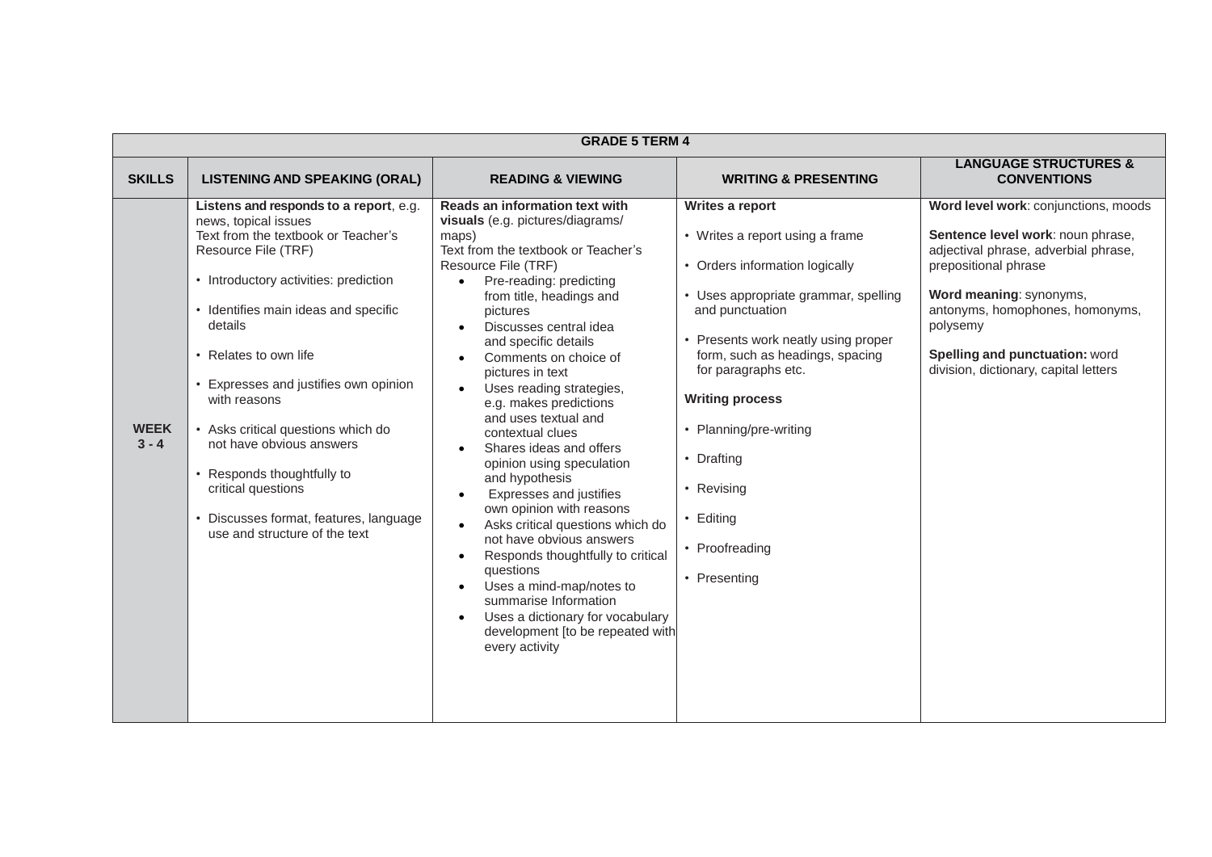| GRADE 5 TERM 4 | | | | |
|---|---|---|---|---|
| **SKILLS** | **LISTENING AND SPEAKING (ORAL)** | **READING & VIEWING** | **WRITING & PRESENTING** | **LANGUAGE STRUCTURES & CONVENTIONS** |
| **WEEK 3 - 4** | **Listens and responds to a report**, e.g. news, topical issues<br>Text from the textbook or Teacher's Resource File (TRF)<br>• Introductory activities: prediction<br>• Identifies main ideas and specific details<br>• Relates to own life<br>• Expresses and justifies own opinion with reasons<br>• Asks critical questions which do not have obvious answers<br>• Responds thoughtfully to critical questions<br>• Discusses format, features, language use and structure of the text | **Reads an information text with visuals** (e.g. pictures/diagrams/ maps)<br>Text from the textbook or Teacher's Resource File (TRF)<br>• Pre-reading: predicting from title, headings and pictures<br>• Discusses central idea and specific details<br>• Comments on choice of pictures in text<br>• Uses reading strategies, e.g. makes predictions and uses textual and contextual clues<br>• Shares ideas and offers opinion using speculation and hypothesis<br>• Expresses and justifies own opinion with reasons<br>• Asks critical questions which do not have obvious answers<br>• Responds thoughtfully to critical questions<br>• Uses a mind-map/notes to summarise Information<br>• Uses a dictionary for vocabulary development [to be repeated with every activity | **Writes a report**<br>• Writes a report using a frame<br>• Orders information logically<br>• Uses appropriate grammar, spelling and punctuation<br>• Presents work neatly using proper form, such as headings, spacing for paragraphs etc.<br>**Writing process**<br>• Planning/pre-writing<br>• Drafting<br>• Revising<br>• Editing<br>• Proofreading<br>• Presenting | **Word level work**: conjunctions, moods<br>**Sentence level work**: noun phrase, adjectival phrase, adverbial phrase, prepositional phrase<br>**Word meaning**: synonyms, antonyms, homophones, homonyms, polysemy<br>**Spelling and punctuation:** word division, dictionary, capital letters |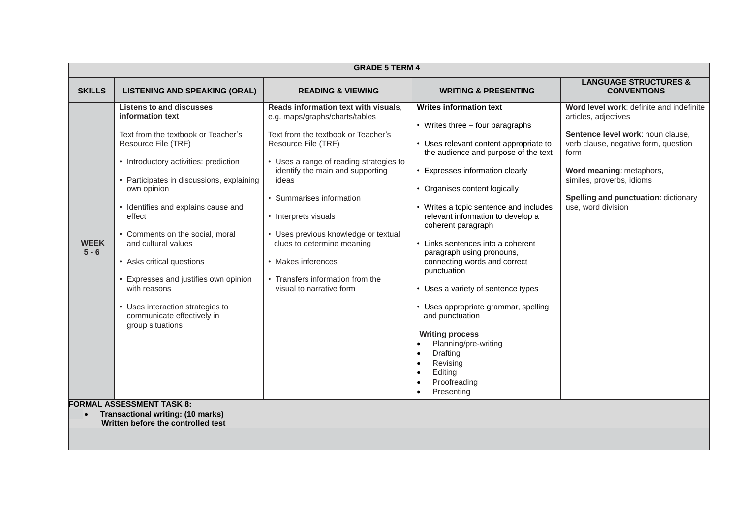| GRADE 5 TERM 4 | | | | |
|---|---|---|---|---|
| **SKILLS** | **LISTENING AND SPEAKING (ORAL)** | **READING & VIEWING** | **WRITING & PRESENTING** | **LANGUAGE STRUCTURES & CONVENTIONS** |
| **WEEK 5 - 6** | **Listens to and discusses information text**<br><br>Text from the textbook or Teacher's Resource File (TRF)<br><br>• Introductory activities: prediction<br><br>• Participates in discussions, explaining own opinion<br><br>• Identifies and explains cause and effect<br><br>• Comments on the social, moral and cultural values<br><br>• Asks critical questions<br><br>• Expresses and justifies own opinion with reasons<br><br>• Uses interaction strategies to communicate effectively in group situations | **Reads information text with visuals**, e.g. maps/graphs/charts/tables<br><br>Text from the textbook or Teacher's Resource File (TRF)<br><br>• Uses a range of reading strategies to identify the main and supporting ideas<br><br>• Summarises information<br><br>• Interprets visuals<br><br>• Uses previous knowledge or textual clues to determine meaning<br><br>• Makes inferences<br><br>• Transfers information from the visual to narrative form | **Writes information text**<br><br>• Writes three – four paragraphs<br><br>• Uses relevant content appropriate to the audience and purpose of the text<br><br>• Expresses information clearly<br><br>• Organises content logically<br><br>• Writes a topic sentence and includes relevant information to develop a coherent paragraph<br><br>• Links sentences into a coherent paragraph using pronouns, connecting words and correct punctuation<br><br>• Uses a variety of sentence types<br><br>• Uses appropriate grammar, spelling and punctuation<br><br>**Writing process**<br>• Planning/pre-writing<br>• Drafting<br>• Revising<br>• Editing<br>• Proofreading<br>• Presenting | **Word level work**: definite and indefinite articles, adjectives<br><br>**Sentence level work**: noun clause, verb clause, negative form, question form<br><br>**Word meaning**: metaphors, similes, proverbs, idioms<br><br>**Spelling and punctuation**: dictionary use, word division |
| **FORMAL ASSESSMENT TASK 8:**<br>• **Transactional writing: (10 marks)**<br>**Written before the controlled test** | | | | |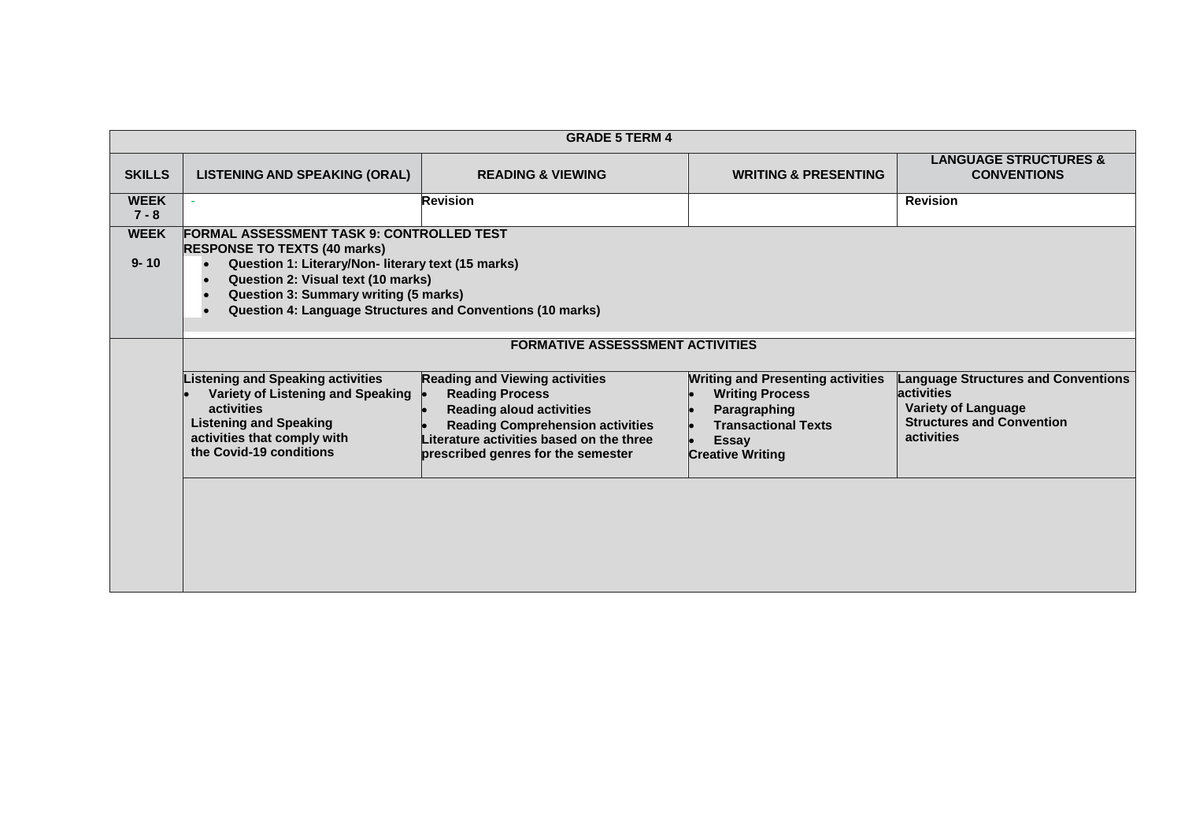| GRADE 5 TERM 4 | | | | |
|---|---|---|---|---|
| **SKILLS** | **LISTENING AND SPEAKING (ORAL)** | **READING & VIEWING** | **WRITING & PRESENTING** | **LANGUAGE STRUCTURES & CONVENTIONS** |
| **WEEK 7 - 8** | - | **Revision** | | **Revision** |
| **WEEK 9- 10** | **FORMAL ASSESSMENT TASK 9: CONTROLLED TEST**<br>**RESPONSE TO TEXTS (40 marks)**<br>• **Question 1: Literary/Non- literary text (15 marks)**<br>• **Question 2: Visual text (10 marks)**<br>• **Question 3: Summary writing (5 marks)**<br>• **Question 4: Language Structures and Conventions (10 marks)** | | | |
| | **FORMATIVE ASSESSSMENT ACTIVITIES** | | | |
| | **Listening and Speaking activities**<br>• **Variety of Listening and Speaking activities**<br>**Listening and Speaking activities that comply with the Covid-19 conditions** | **Reading and Viewing activities**<br>• **Reading Process**<br>• **Reading aloud activities**<br>• **Reading Comprehension activities**<br>**Literature activities based on the three prescribed genres for the semester** | **Writing and Presenting activities**<br>• **Writing Process**<br>• **Paragraphing**<br>• **Transactional Texts**<br>• **Essay**<br>**Creative Writing** | **Language Structures and Conventions activities**<br>**Variety of Language Structures and Convention activities** |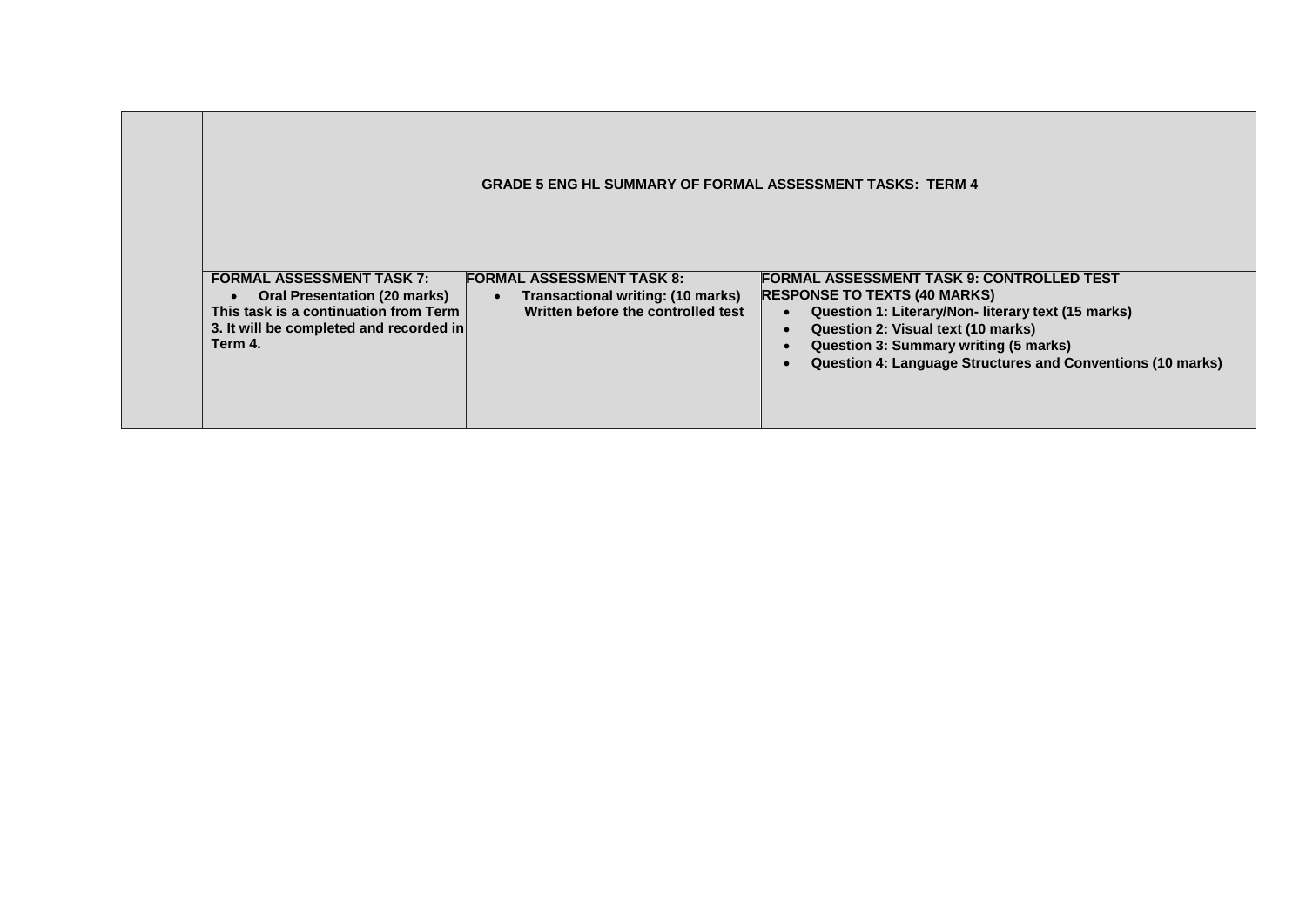| | | | |
|---|---|---|---|
| | **GRADE 5 ENG HL SUMMARY OF FORMAL ASSESSMENT TASKS: TERM 4** | | |
| | **FORMAL ASSESSMENT TASK 7:**<br>• **Oral Presentation (20 marks)**<br>**This task is a continuation from Term 3. It will be completed and recorded in Term 4.** | **FORMAL ASSESSMENT TASK 8:**<br>• **Transactional writing: (10 marks) Written before the controlled test** | **FORMAL ASSESSMENT TASK 9: CONTROLLED TEST RESPONSE TO TEXTS (40 MARKS)**<br>• **Question 1: Literary/Non- literary text (15 marks)**<br>• **Question 2: Visual text (10 marks)**<br>• **Question 3: Summary writing (5 marks)**<br>• **Question 4: Language Structures and Conventions (10 marks)** |